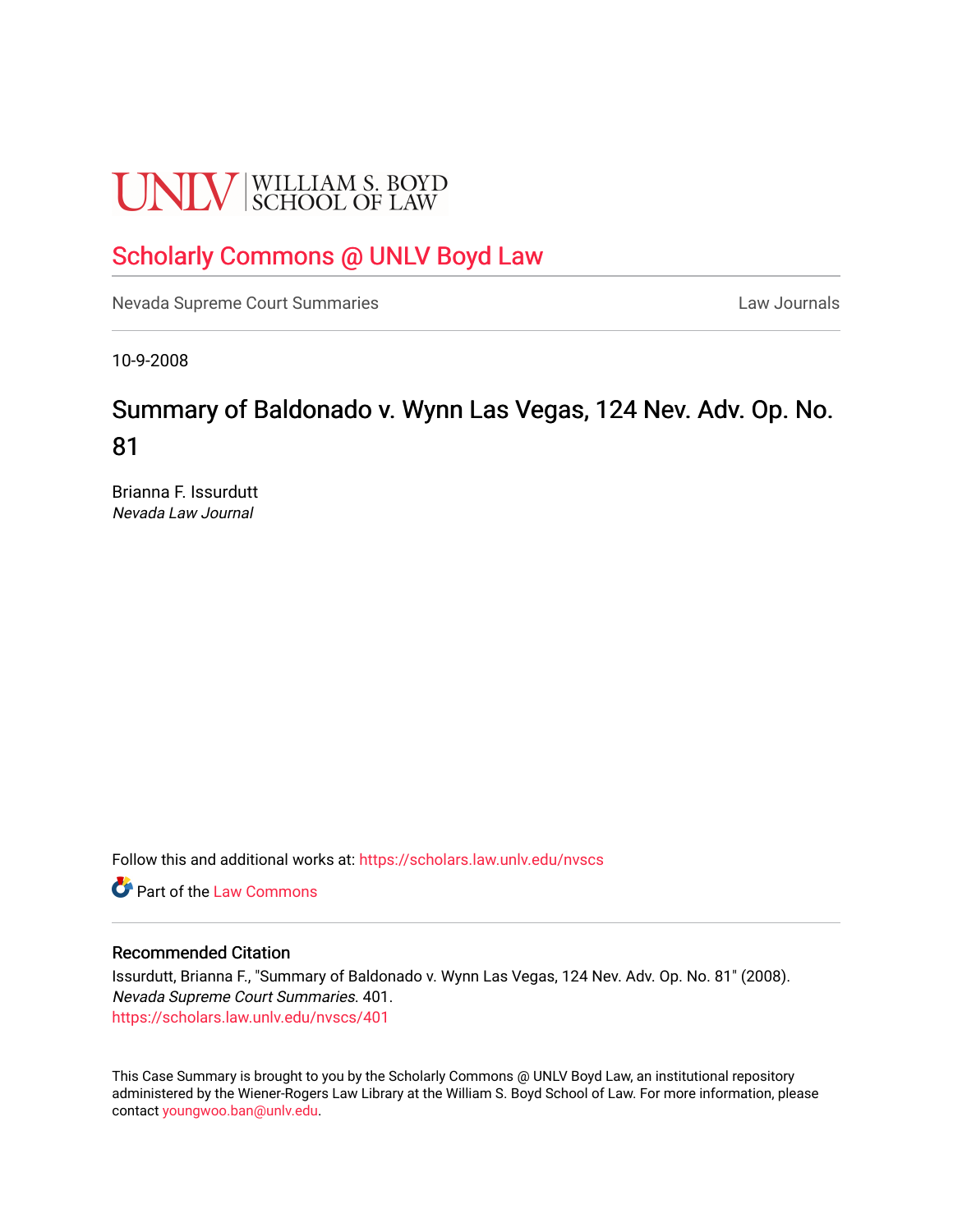UNLV | WILLIAM S. BOYD SCHOOL OF LAW

[Scholarly Commons @ UNLV Boyd Law](https://scholars.law.unlv.edu/)

Nevada Supreme Court Summaries | Law Journals

10-9-2008

# Summary of Baldonado v. Wynn Las Vegas, 124 Nev. Adv. Op. No. 81

Brianna F. Issurdutt
*Nevada Law Journal*

Follow this and additional works at: https://scholars.law.unlv.edu/nvscs

Part of the Law Commons

### Recommended Citation

Issurdutt, Brianna F., "Summary of Baldonado v. Wynn Las Vegas, 124 Nev. Adv. Op. No. 81" (2008). *Nevada Supreme Court Summaries*. 401.
https://scholars.law.unlv.edu/nvscs/401

This Case Summary is brought to you by the Scholarly Commons @ UNLV Boyd Law, an institutional repository administered by the Wiener-Rogers Law Library at the William S. Boyd School of Law. For more information, please contact youngwoo.ban@unlv.edu.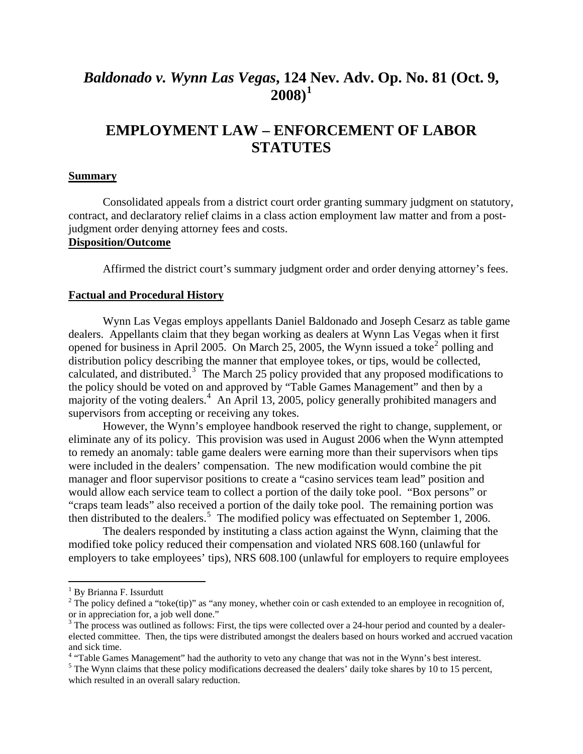# *Baldonado v. Wynn Las Vegas*, 124 Nev. Adv. Op. No. 81 (Oct. 9, 2008)[1]

# EMPLOYMENT LAW – ENFORCEMENT OF LABOR STATUTES

**Summary**

Consolidated appeals from a district court order granting summary judgment on statutory, contract, and declaratory relief claims in a class action employment law matter and from a post-judgment order denying attorney fees and costs.

**Disposition/Outcome**

Affirmed the district court's summary judgment order and order denying attorney's fees.

**Factual and Procedural History**

Wynn Las Vegas employs appellants Daniel Baldonado and Joseph Cesarz as table game dealers. Appellants claim that they began working as dealers at Wynn Las Vegas when it first opened for business in April 2005. On March 25, 2005, the Wynn issued a toke[2] polling and distribution policy describing the manner that employee tokes, or tips, would be collected, calculated, and distributed.[3] The March 25 policy provided that any proposed modifications to the policy should be voted on and approved by "Table Games Management" and then by a majority of the voting dealers.[4] An April 13, 2005, policy generally prohibited managers and supervisors from accepting or receiving any tokes.

However, the Wynn's employee handbook reserved the right to change, supplement, or eliminate any of its policy. This provision was used in August 2006 when the Wynn attempted to remedy an anomaly: table game dealers were earning more than their supervisors when tips were included in the dealers' compensation. The new modification would combine the pit manager and floor supervisor positions to create a "casino services team lead" position and would allow each service team to collect a portion of the daily toke pool. "Box persons" or "craps team leads" also received a portion of the daily toke pool. The remaining portion was then distributed to the dealers.[5] The modified policy was effectuated on September 1, 2006.

The dealers responded by instituting a class action against the Wynn, claiming that the modified toke policy reduced their compensation and violated NRS 608.160 (unlawful for employers to take employees' tips), NRS 608.100 (unlawful for employers to require employees

---

[1] By Brianna F. Issurdutt

[2] The policy defined a "toke(tip)" as "any money, whether coin or cash extended to an employee in recognition of, or in appreciation for, a job well done."

[3] The process was outlined as follows: First, the tips were collected over a 24-hour period and counted by a dealer-elected committee. Then, the tips were distributed amongst the dealers based on hours worked and accrued vacation and sick time.

[4] "Table Games Management" had the authority to veto any change that was not in the Wynn's best interest.

[5] The Wynn claims that these policy modifications decreased the dealers' daily toke shares by 10 to 15 percent, which resulted in an overall salary reduction.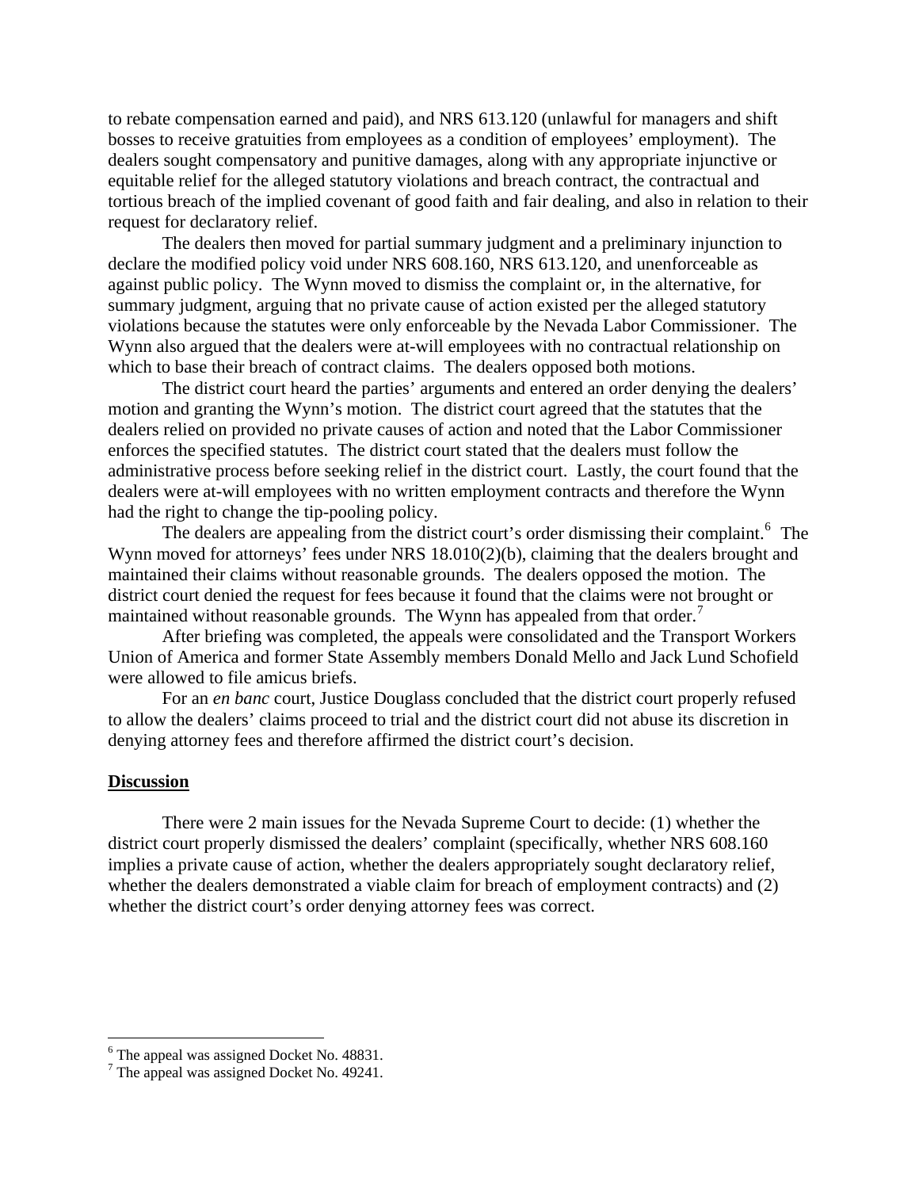to rebate compensation earned and paid), and NRS 613.120 (unlawful for managers and shift bosses to receive gratuities from employees as a condition of employees' employment). The dealers sought compensatory and punitive damages, along with any appropriate injunctive or equitable relief for the alleged statutory violations and breach contract, the contractual and tortious breach of the implied covenant of good faith and fair dealing, and also in relation to their request for declaratory relief.

The dealers then moved for partial summary judgment and a preliminary injunction to declare the modified policy void under NRS 608.160, NRS 613.120, and unenforceable as against public policy. The Wynn moved to dismiss the complaint or, in the alternative, for summary judgment, arguing that no private cause of action existed per the alleged statutory violations because the statutes were only enforceable by the Nevada Labor Commissioner. The Wynn also argued that the dealers were at-will employees with no contractual relationship on which to base their breach of contract claims. The dealers opposed both motions.

The district court heard the parties' arguments and entered an order denying the dealers' motion and granting the Wynn's motion. The district court agreed that the statutes that the dealers relied on provided no private causes of action and noted that the Labor Commissioner enforces the specified statutes. The district court stated that the dealers must follow the administrative process before seeking relief in the district court. Lastly, the court found that the dealers were at-will employees with no written employment contracts and therefore the Wynn had the right to change the tip-pooling policy.

The dealers are appealing from the district court's order dismissing their complaint.[6] The Wynn moved for attorneys' fees under NRS 18.010(2)(b), claiming that the dealers brought and maintained their claims without reasonable grounds. The dealers opposed the motion. The district court denied the request for fees because it found that the claims were not brought or maintained without reasonable grounds. The Wynn has appealed from that order.[7]

After briefing was completed, the appeals were consolidated and the Transport Workers Union of America and former State Assembly members Donald Mello and Jack Lund Schofield were allowed to file amicus briefs.

For an *en banc* court, Justice Douglass concluded that the district court properly refused to allow the dealers' claims proceed to trial and the district court did not abuse its discretion in denying attorney fees and therefore affirmed the district court's decision.

**Discussion**

There were 2 main issues for the Nevada Supreme Court to decide: (1) whether the district court properly dismissed the dealers' complaint (specifically, whether NRS 608.160 implies a private cause of action, whether the dealers appropriately sought declaratory relief, whether the dealers demonstrated a viable claim for breach of employment contracts) and (2) whether the district court's order denying attorney fees was correct.

---

[6] The appeal was assigned Docket No. 48831.

[7] The appeal was assigned Docket No. 49241.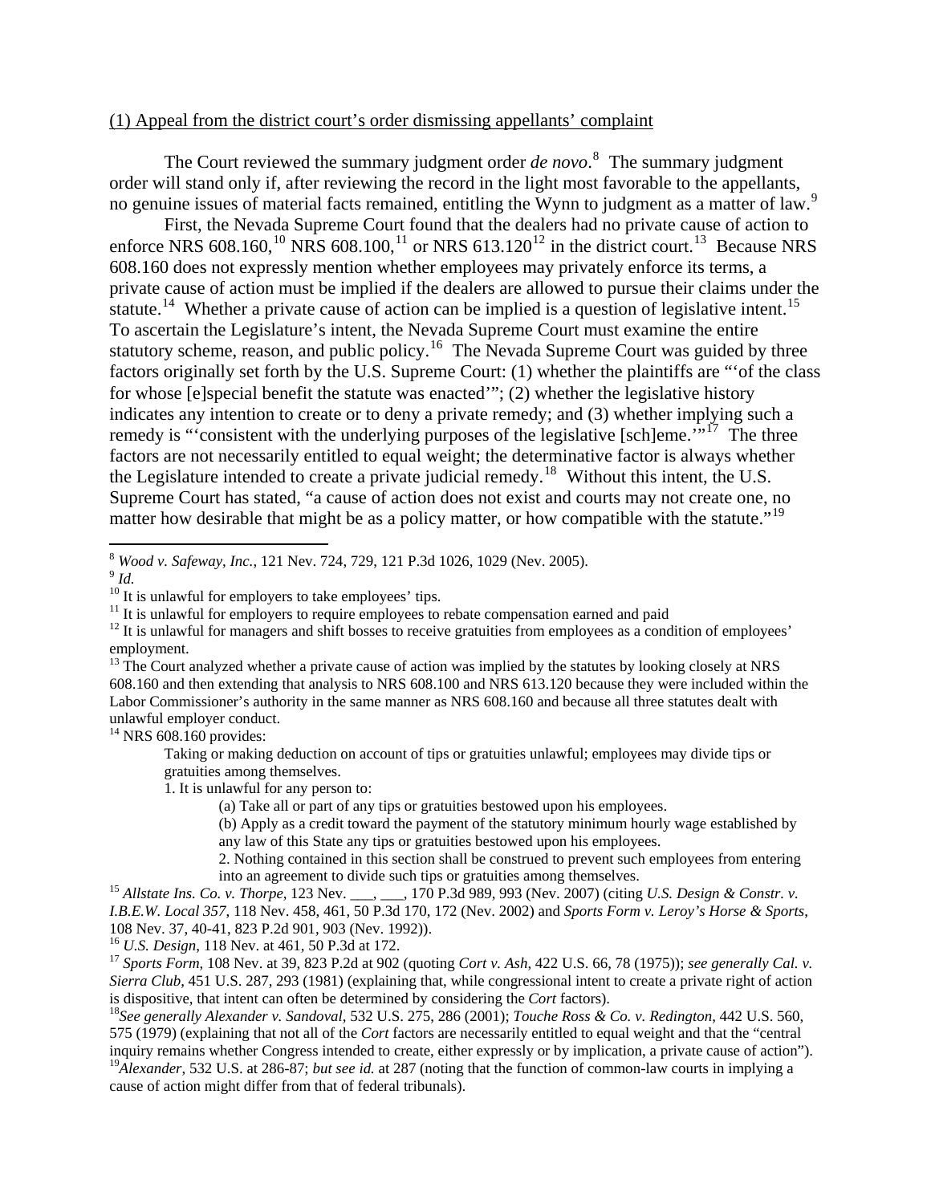(1) Appeal from the district court's order dismissing appellants' complaint

The Court reviewed the summary judgment order *de novo*.[8] The summary judgment order will stand only if, after reviewing the record in the light most favorable to the appellants, no genuine issues of material facts remained, entitling the Wynn to judgment as a matter of law.[9]

First, the Nevada Supreme Court found that the dealers had no private cause of action to enforce NRS 608.160,[10] NRS 608.100,[11] or NRS 613.120[12] in the district court.[13] Because NRS 608.160 does not expressly mention whether employees may privately enforce its terms, a private cause of action must be implied if the dealers are allowed to pursue their claims under the statute.[14] Whether a private cause of action can be implied is a question of legislative intent.[15] To ascertain the Legislature's intent, the Nevada Supreme Court must examine the entire statutory scheme, reason, and public policy.[16] The Nevada Supreme Court was guided by three factors originally set forth by the U.S. Supreme Court: (1) whether the plaintiffs are "'of the class for whose [e]special benefit the statute was enacted'"; (2) whether the legislative history indicates any intention to create or to deny a private remedy; and (3) whether implying such a remedy is "'consistent with the underlying purposes of the legislative [sch]eme.'"[17] The three factors are not necessarily entitled to equal weight; the determinative factor is always whether the Legislature intended to create a private judicial remedy.[18] Without this intent, the U.S. Supreme Court has stated, "a cause of action does not exist and courts may not create one, no matter how desirable that might be as a policy matter, or how compatible with the statute."[19]

---

[8] *Wood v. Safeway, Inc.*, 121 Nev. 724, 729, 121 P.3d 1026, 1029 (Nev. 2005).

[9] *Id.*

[10] It is unlawful for employers to take employees' tips.

[11] It is unlawful for employers to require employees to rebate compensation earned and paid

[12] It is unlawful for managers and shift bosses to receive gratuities from employees as a condition of employees' employment.

[13] The Court analyzed whether a private cause of action was implied by the statutes by looking closely at NRS 608.160 and then extending that analysis to NRS 608.100 and NRS 613.120 because they were included within the Labor Commissioner's authority in the same manner as NRS 608.160 and because all three statutes dealt with unlawful employer conduct.

[14] NRS 608.160 provides:

> Taking or making deduction on account of tips or gratuities unlawful; employees may divide tips or gratuities among themselves.
>
> 1. It is unlawful for any person to:
>
> (a) Take all or part of any tips or gratuities bestowed upon his employees.
>
> (b) Apply as a credit toward the payment of the statutory minimum hourly wage established by any law of this State any tips or gratuities bestowed upon his employees.
>
> 2. Nothing contained in this section shall be construed to prevent such employees from entering into an agreement to divide such tips or gratuities among themselves.

[15] *Allstate Ins. Co. v. Thorpe*, 123 Nev. ___, ___, 170 P.3d 989, 993 (Nev. 2007) (citing *U.S. Design & Constr. v. I.B.E.W. Local 357*, 118 Nev. 458, 461, 50 P.3d 170, 172 (Nev. 2002) and *Sports Form v. Leroy's Horse & Sports*, 108 Nev. 37, 40-41, 823 P.2d 901, 903 (Nev. 1992)).

[16] *U.S. Design*, 118 Nev. at 461, 50 P.3d at 172.

[17] *Sports Form*, 108 Nev. at 39, 823 P.2d at 902 (quoting *Cort v. Ash*, 422 U.S. 66, 78 (1975)); *see generally Cal. v. Sierra Club*, 451 U.S. 287, 293 (1981) (explaining that, while congressional intent to create a private right of action is dispositive, that intent can often be determined by considering the *Cort* factors).

[18] *See generally Alexander v. Sandoval*, 532 U.S. 275, 286 (2001); *Touche Ross & Co. v. Redington*, 442 U.S. 560, 575 (1979) (explaining that not all of the *Cort* factors are necessarily entitled to equal weight and that the "central inquiry remains whether Congress intended to create, either expressly or by implication, a private cause of action").

[19] *Alexander*, 532 U.S. at 286-87; *but see id.* at 287 (noting that the function of common-law courts in implying a cause of action might differ from that of federal tribunals).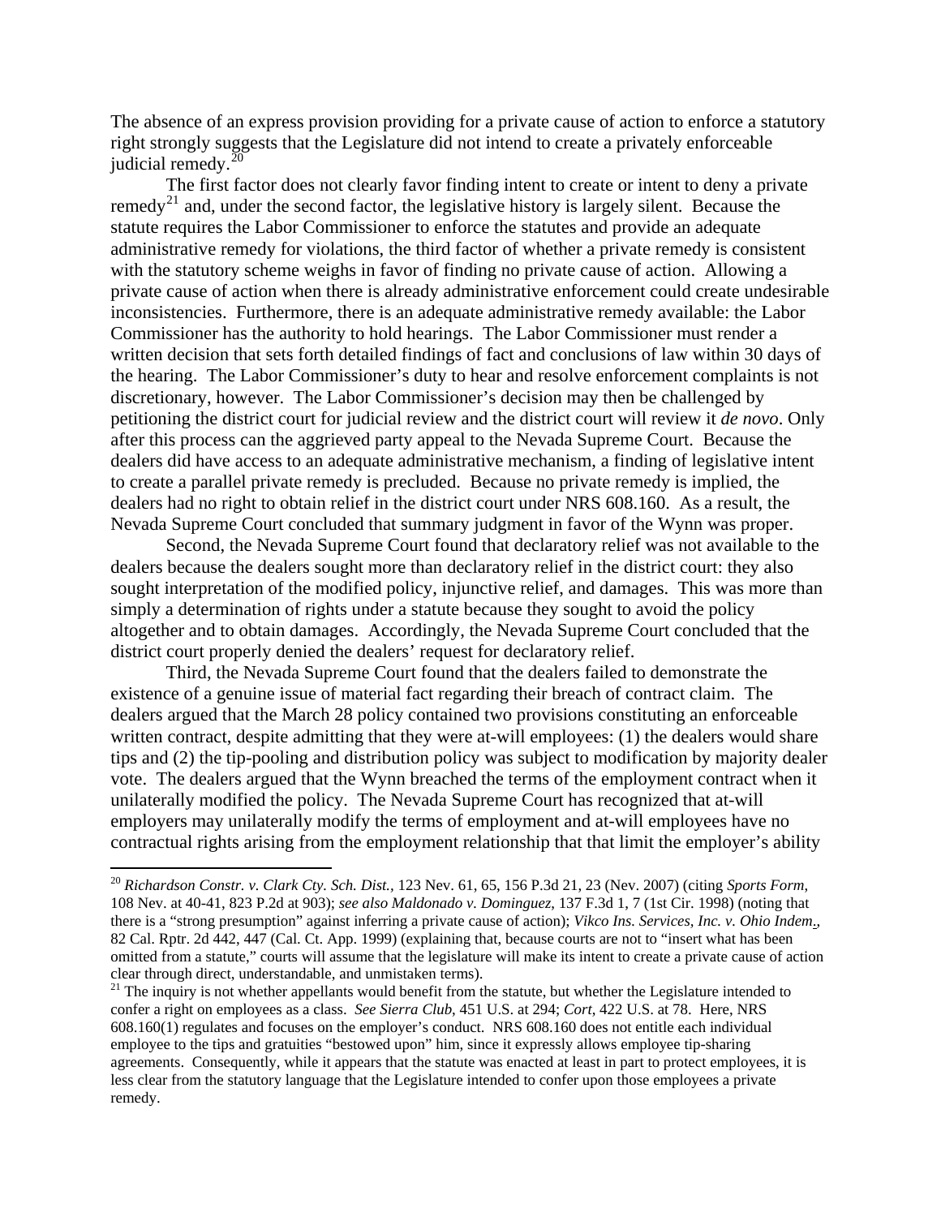The absence of an express provision providing for a private cause of action to enforce a statutory right strongly suggests that the Legislature did not intend to create a privately enforceable judicial remedy.[20]

The first factor does not clearly favor finding intent to create or intent to deny a private remedy[21] and, under the second factor, the legislative history is largely silent. Because the statute requires the Labor Commissioner to enforce the statutes and provide an adequate administrative remedy for violations, the third factor of whether a private remedy is consistent with the statutory scheme weighs in favor of finding no private cause of action. Allowing a private cause of action when there is already administrative enforcement could create undesirable inconsistencies. Furthermore, there is an adequate administrative remedy available: the Labor Commissioner has the authority to hold hearings. The Labor Commissioner must render a written decision that sets forth detailed findings of fact and conclusions of law within 30 days of the hearing. The Labor Commissioner's duty to hear and resolve enforcement complaints is not discretionary, however. The Labor Commissioner's decision may then be challenged by petitioning the district court for judicial review and the district court will review it *de novo*. Only after this process can the aggrieved party appeal to the Nevada Supreme Court. Because the dealers did have access to an adequate administrative mechanism, a finding of legislative intent to create a parallel private remedy is precluded. Because no private remedy is implied, the dealers had no right to obtain relief in the district court under NRS 608.160. As a result, the Nevada Supreme Court concluded that summary judgment in favor of the Wynn was proper.

Second, the Nevada Supreme Court found that declaratory relief was not available to the dealers because the dealers sought more than declaratory relief in the district court: they also sought interpretation of the modified policy, injunctive relief, and damages. This was more than simply a determination of rights under a statute because they sought to avoid the policy altogether and to obtain damages. Accordingly, the Nevada Supreme Court concluded that the district court properly denied the dealers' request for declaratory relief.

Third, the Nevada Supreme Court found that the dealers failed to demonstrate the existence of a genuine issue of material fact regarding their breach of contract claim. The dealers argued that the March 28 policy contained two provisions constituting an enforceable written contract, despite admitting that they were at-will employees: (1) the dealers would share tips and (2) the tip-pooling and distribution policy was subject to modification by majority dealer vote. The dealers argued that the Wynn breached the terms of the employment contract when it unilaterally modified the policy. The Nevada Supreme Court has recognized that at-will employers may unilaterally modify the terms of employment and at-will employees have no contractual rights arising from the employment relationship that that limit the employer's ability

---

[20] *Richardson Constr. v. Clark Cty. Sch. Dist.,* 123 Nev. 61, 65, 156 P.3d 21, 23 (Nev. 2007) (citing *Sports Form*, 108 Nev. at 40-41, 823 P.2d at 903); *see also Maldonado v. Dominguez*, 137 F.3d 1, 7 (1st Cir. 1998) (noting that there is a "strong presumption" against inferring a private cause of action); *Vikco Ins. Services, Inc. v. Ohio Indem.*, 82 Cal. Rptr. 2d 442, 447 (Cal. Ct. App. 1999) (explaining that, because courts are not to "insert what has been omitted from a statute," courts will assume that the legislature will make its intent to create a private cause of action clear through direct, understandable, and unmistaken terms).

[21] The inquiry is not whether appellants would benefit from the statute, but whether the Legislature intended to confer a right on employees as a class. *See Sierra Club*, 451 U.S. at 294; *Cort*, 422 U.S. at 78. Here, NRS 608.160(1) regulates and focuses on the employer's conduct. NRS 608.160 does not entitle each individual employee to the tips and gratuities "bestowed upon" him, since it expressly allows employee tip-sharing agreements. Consequently, while it appears that the statute was enacted at least in part to protect employees, it is less clear from the statutory language that the Legislature intended to confer upon those employees a private remedy.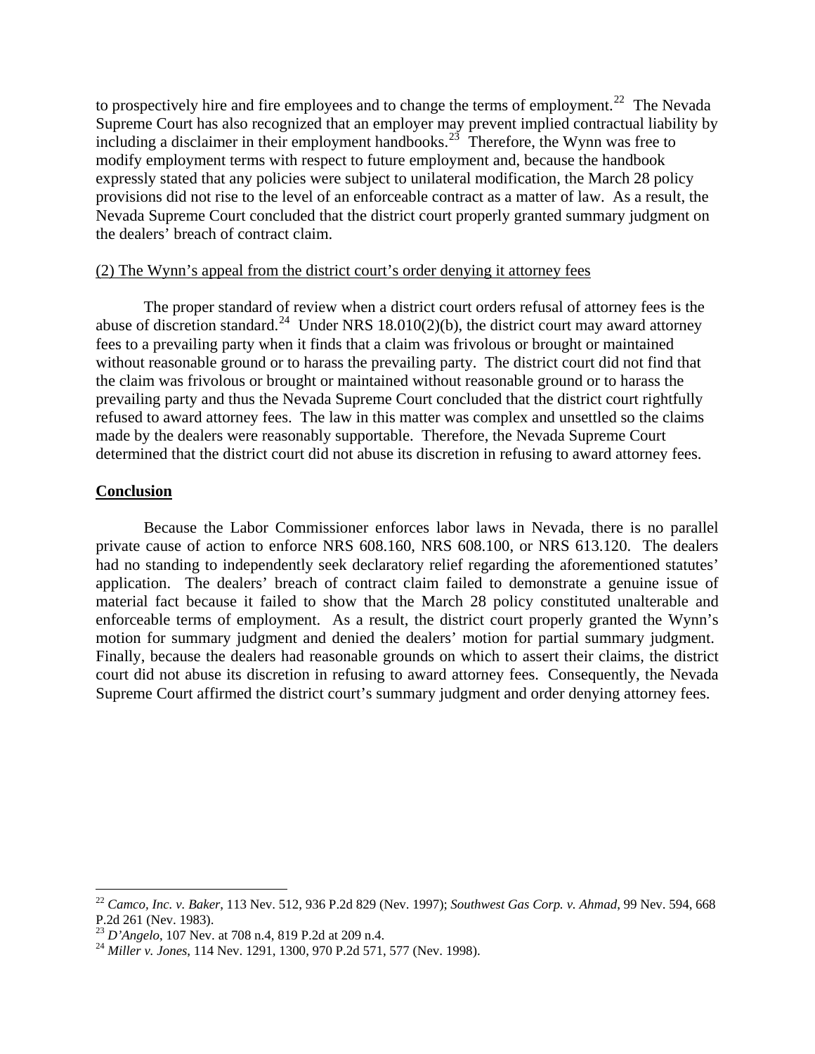to prospectively hire and fire employees and to change the terms of employment.[22] The Nevada Supreme Court has also recognized that an employer may prevent implied contractual liability by including a disclaimer in their employment handbooks.[23] Therefore, the Wynn was free to modify employment terms with respect to future employment and, because the handbook expressly stated that any policies were subject to unilateral modification, the March 28 policy provisions did not rise to the level of an enforceable contract as a matter of law. As a result, the Nevada Supreme Court concluded that the district court properly granted summary judgment on the dealers' breach of contract claim.

<u>(2) The Wynn's appeal from the district court's order denying it attorney fees</u>

The proper standard of review when a district court orders refusal of attorney fees is the abuse of discretion standard.[24] Under NRS 18.010(2)(b), the district court may award attorney fees to a prevailing party when it finds that a claim was frivolous or brought or maintained without reasonable ground or to harass the prevailing party. The district court did not find that the claim was frivolous or brought or maintained without reasonable ground or to harass the prevailing party and thus the Nevada Supreme Court concluded that the district court rightfully refused to award attorney fees. The law in this matter was complex and unsettled so the claims made by the dealers were reasonably supportable. Therefore, the Nevada Supreme Court determined that the district court did not abuse its discretion in refusing to award attorney fees.

## Conclusion

Because the Labor Commissioner enforces labor laws in Nevada, there is no parallel private cause of action to enforce NRS 608.160, NRS 608.100, or NRS 613.120. The dealers had no standing to independently seek declaratory relief regarding the aforementioned statutes' application. The dealers' breach of contract claim failed to demonstrate a genuine issue of material fact because it failed to show that the March 28 policy constituted unalterable and enforceable terms of employment. As a result, the district court properly granted the Wynn's motion for summary judgment and denied the dealers' motion for partial summary judgment. Finally, because the dealers had reasonable grounds on which to assert their claims, the district court did not abuse its discretion in refusing to award attorney fees. Consequently, the Nevada Supreme Court affirmed the district court's summary judgment and order denying attorney fees.

---

[22] *Camco, Inc. v. Baker*, 113 Nev. 512, 936 P.2d 829 (Nev. 1997); *Southwest Gas Corp. v. Ahmad*, 99 Nev. 594, 668 P.2d 261 (Nev. 1983).

[23] *D'Angelo*, 107 Nev. at 708 n.4, 819 P.2d at 209 n.4.

[24] *Miller v. Jones*, 114 Nev. 1291, 1300, 970 P.2d 571, 577 (Nev. 1998).